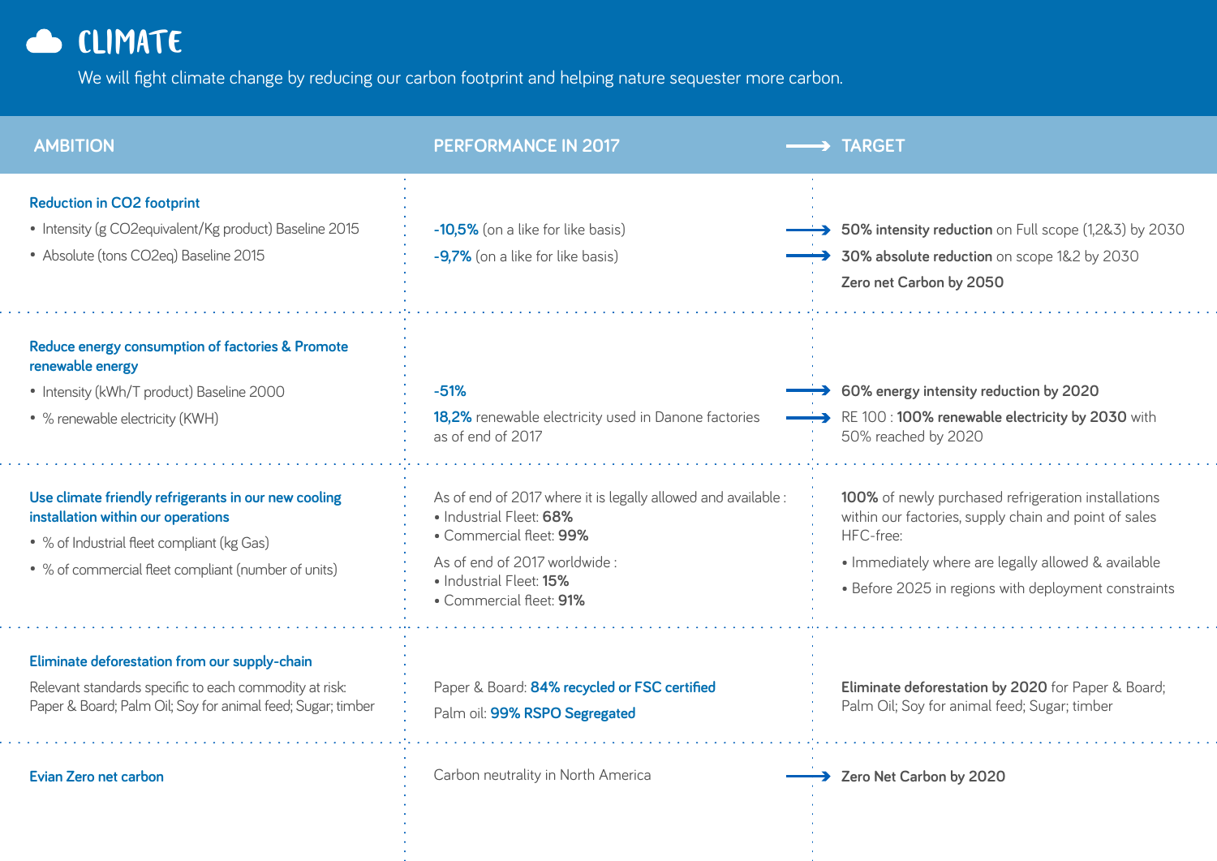# CLIMATE

We will fight climate change by reducing our carbon footprint and helping nature sequester more carbon.

| AMBITION | PERFORMANCE IN 2017 | TARGET |
|---|---|---|
| **Reduction in CO2 footprint**<br>• Intensity (g CO2equivalent/Kg product) Baseline 2015<br>• Absolute (tons CO2eq) Baseline 2015 | **-10,5%** (on a like for like basis)<br>**-9,7%** (on a like for like basis) | **50% intensity reduction** on Full scope (1,2&3) by 2030<br>**30% absolute reduction** on scope 1&2 by 2030<br>**Zero net Carbon by 2050** |
| **Reduce energy consumption of factories & Promote renewable energy**<br>• Intensity (kWh/T product) Baseline 2000<br>• % renewable electricity (KWH) | **-51%**<br>**18,2%** renewable electricity used in Danone factories as of end of 2017 | **60% energy intensity reduction by 2020**<br>RE 100 : **100% renewable electricity by 2030** with 50% reached by 2020 |
| **Use climate friendly refrigerants in our new cooling installation within our operations**<br>• % of Industrial fleet compliant (kg Gas)<br>• % of commercial fleet compliant (number of units) | As of end of 2017 where it is legally allowed and available :<br>• Industrial Fleet: **68%**<br>• Commercial fleet: **99%**<br>As of end of 2017 worldwide :<br>• Industrial Fleet: **15%**<br>• Commercial fleet: **91%** | **100%** of newly purchased refrigeration installations within our factories, supply chain and point of sales HFC-free:<br>• Immediately where are legally allowed & available<br>• Before 2025 in regions with deployment constraints |
| **Eliminate deforestation from our supply-chain**<br>Relevant standards specific to each commodity at risk: Paper & Board; Palm Oil; Soy for animal feed; Sugar; timber | Paper & Board: **84% recycled or FSC certified**<br>Palm oil: **99% RSPO Segregated** | **Eliminate deforestation by 2020** for Paper & Board; Palm Oil; Soy for animal feed; Sugar; timber |
| **Evian Zero net carbon** | Carbon neutrality in North America | **Zero Net Carbon by 2020** |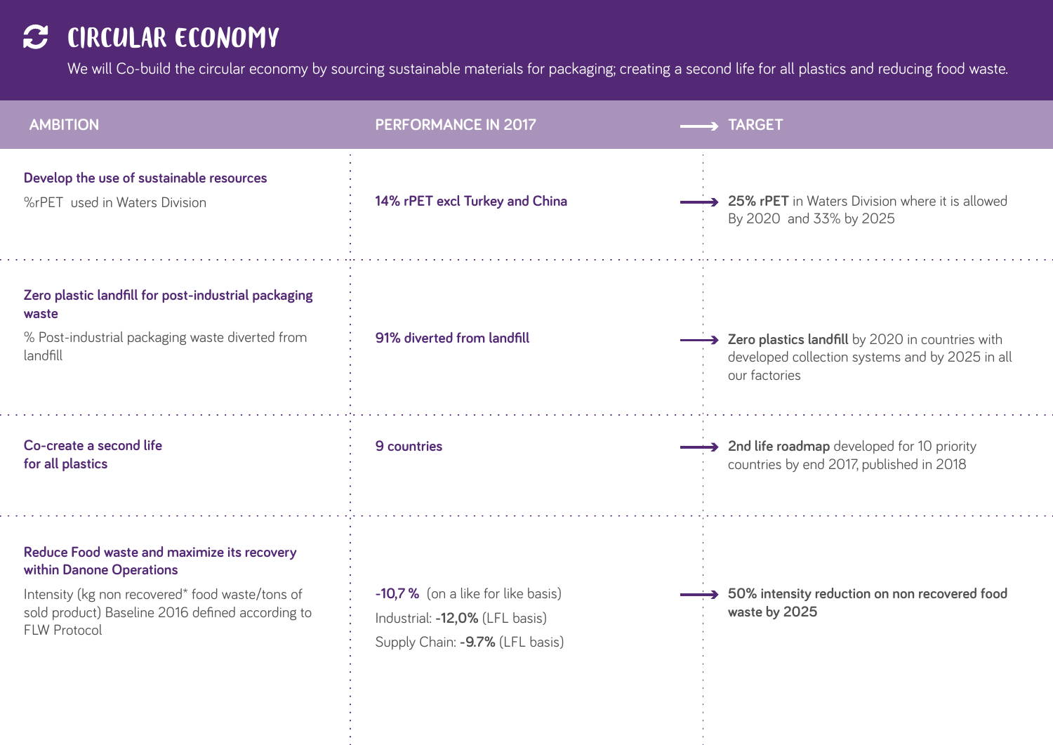# CIRCULAR ECONOMY

We will Co-build the circular economy by sourcing sustainable materials for packaging; creating a second life for all plastics and reducing food waste.

| AMBITION | PERFORMANCE IN 2017 | TARGET |
|---|---|---|
| **Develop the use of sustainable resources**<br>%rPET used in Waters Division | **14% rPET excl Turkey and China** | **25% rPET** in Waters Division where it is allowed By 2020 and 33% by 2025 |
| **Zero plastic landfill for post-industrial packaging waste**<br>% Post-industrial packaging waste diverted from landfill | **91% diverted from landfill** | **Zero plastics landfill** by 2020 in countries with developed collection systems and by 2025 in all our factories |
| **Co-create a second life for all plastics** | **9 countries** | **2nd life roadmap** developed for 10 priority countries by end 2017, published in 2018 |
| **Reduce Food waste and maximize its recovery within Danone Operations**<br>Intensity (kg non recovered* food waste/tons of sold product) Baseline 2016 defined according to FLW Protocol | **-10,7 %** (on a like for like basis)<br>Industrial: **-12,0%** (LFL basis)<br>Supply Chain: **-9.7%** (LFL basis) | **50% intensity reduction on non recovered food waste by 2025** |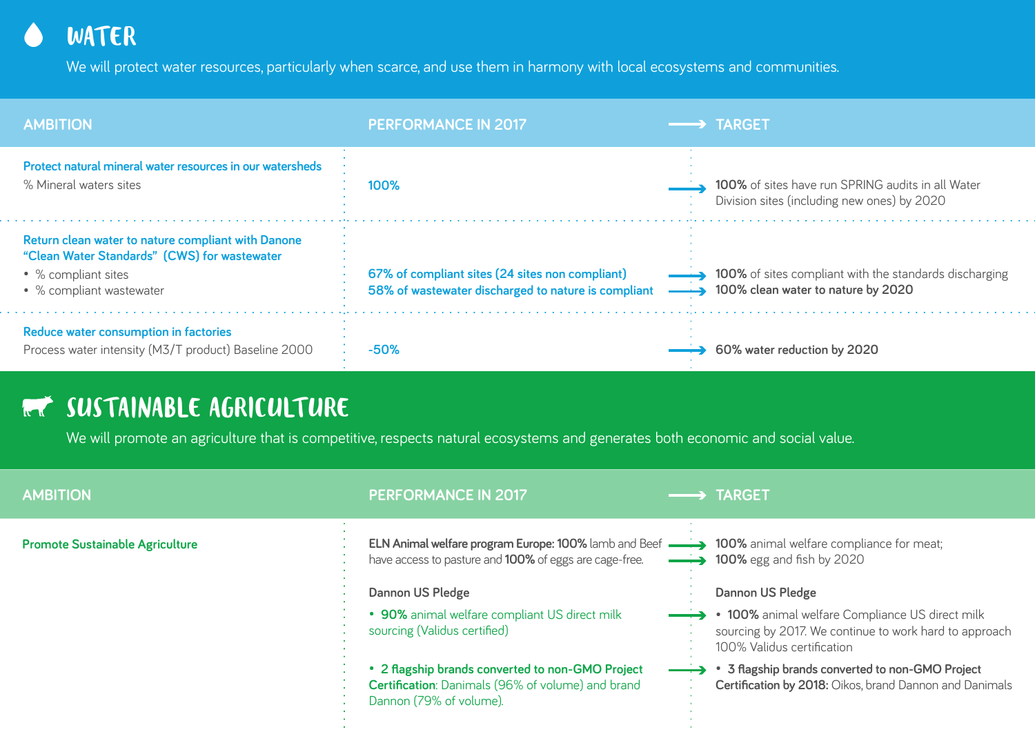# WATER

We will protect water resources, particularly when scarce, and use them in harmony with local ecosystems and communities.

| AMBITION | PERFORMANCE IN 2017 | TARGET |
|---|---|---|
| **Protect natural mineral water resources in our watersheds**<br>% Mineral waters sites | 100% | **100%** of sites have run SPRING audits in all Water Division sites (including new ones) by 2020 |
| **Return clean water to nature compliant with Danone "Clean Water Standards" (CWS) for wastewater**<br>• % compliant sites<br>• % compliant wastewater | 67% of compliant sites (24 sites non compliant)<br>58% of wastewater discharged to nature is compliant | **100%** of sites compliant with the standards discharging<br>**100% clean water to nature by 2020** |
| **Reduce water consumption in factories**<br>Process water intensity (M3/T product) Baseline 2000 | -50% | **60% water reduction by 2020** |

# SUSTAINABLE AGRICULTURE

We will promote an agriculture that is competitive, respects natural ecosystems and generates both economic and social value.

| AMBITION | PERFORMANCE IN 2017 | TARGET |
|---|---|---|
| **Promote Sustainable Agriculture** | **ELN Animal welfare program Europe: 100%** lamb and Beef have access to pasture and **100%** of eggs are cage-free. | **100%** animal welfare compliance for meat;<br>**100%** egg and fish by 2020 |
| | **Dannon US Pledge**<br>• **90%** animal welfare compliant US direct milk sourcing (Validus certified) | **Dannon US Pledge**<br>• **100%** animal welfare Compliance US direct milk sourcing by 2017. We continue to work hard to approach 100% Validus certification |
| | • **2 flagship brands converted to non-GMO Project Certification**: Danimals (96% of volume) and brand Dannon (79% of volume). | • **3 flagship brands converted to non-GMO Project Certification by 2018:** Oikos, brand Dannon and Danimals |